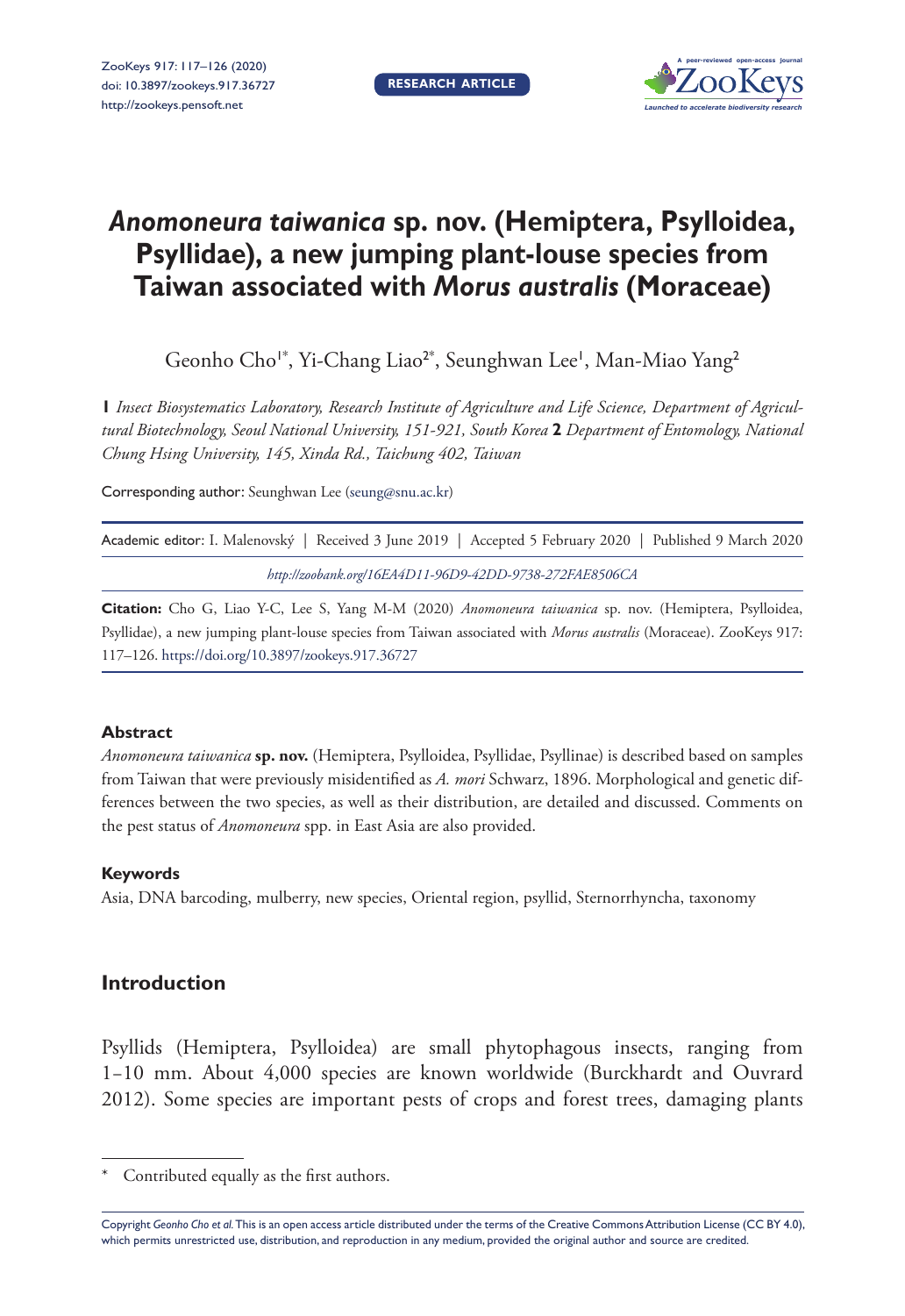# *Anomoneura taiwanica* sp. nov. (Hemiptera, Psylloidea, Psyllidae), a new jumping plant-louse species from Taiwan associated with *Morus australis* (Moraceae)

Geonho Cho[1*], Yi-Chang Liao[2*], Seunghwan Lee[1], Man-Miao Yang[2]

**1** *Insect Biosystematics Laboratory, Research Institute of Agriculture and Life Science, Department of Agricultural Biotechnology, Seoul National University, 151-921, South Korea* **2** *Department of Entomology, National Chung Hsing University, 145, Xinda Rd., Taichung 402, Taiwan*

Corresponding author: Seunghwan Lee (seung@snu.ac.kr)

Academic editor: I. Malenovský | Received 3 June 2019 | Accepted 5 February 2020 | Published 9 March 2020

*http://zoobank.org/16EA4D11-96D9-42DD-9738-272FAE8506CA*

**Citation:** Cho G, Liao Y-C, Lee S, Yang M-M (2020) *Anomoneura taiwanica* sp. nov. (Hemiptera, Psylloidea, Psyllidae), a new jumping plant-louse species from Taiwan associated with *Morus australis* (Moraceae). ZooKeys 917: 117–126. https://doi.org/10.3897/zookeys.917.36727

### Abstract

*Anomoneura taiwanica* **sp. nov.** (Hemiptera, Psylloidea, Psyllidae, Psyllinae) is described based on samples from Taiwan that were previously misidentified as *A. mori* Schwarz, 1896. Morphological and genetic differences between the two species, as well as their distribution, are detailed and discussed. Comments on the pest status of *Anomoneura* spp. in East Asia are also provided.

### Keywords

Asia, DNA barcoding, mulberry, new species, Oriental region, psyllid, Sternorrhyncha, taxonomy

## Introduction

Psyllids (Hemiptera, Psylloidea) are small phytophagous insects, ranging from 1–10 mm. About 4,000 species are known worldwide (Burckhardt and Ouvrard 2012). Some species are important pests of crops and forest trees, damaging plants

\* Contributed equally as the first authors.

Copyright *Geonho Cho et al.* This is an open access article distributed under the terms of the Creative Commons Attribution License (CC BY 4.0), which permits unrestricted use, distribution, and reproduction in any medium, provided the original author and source are credited.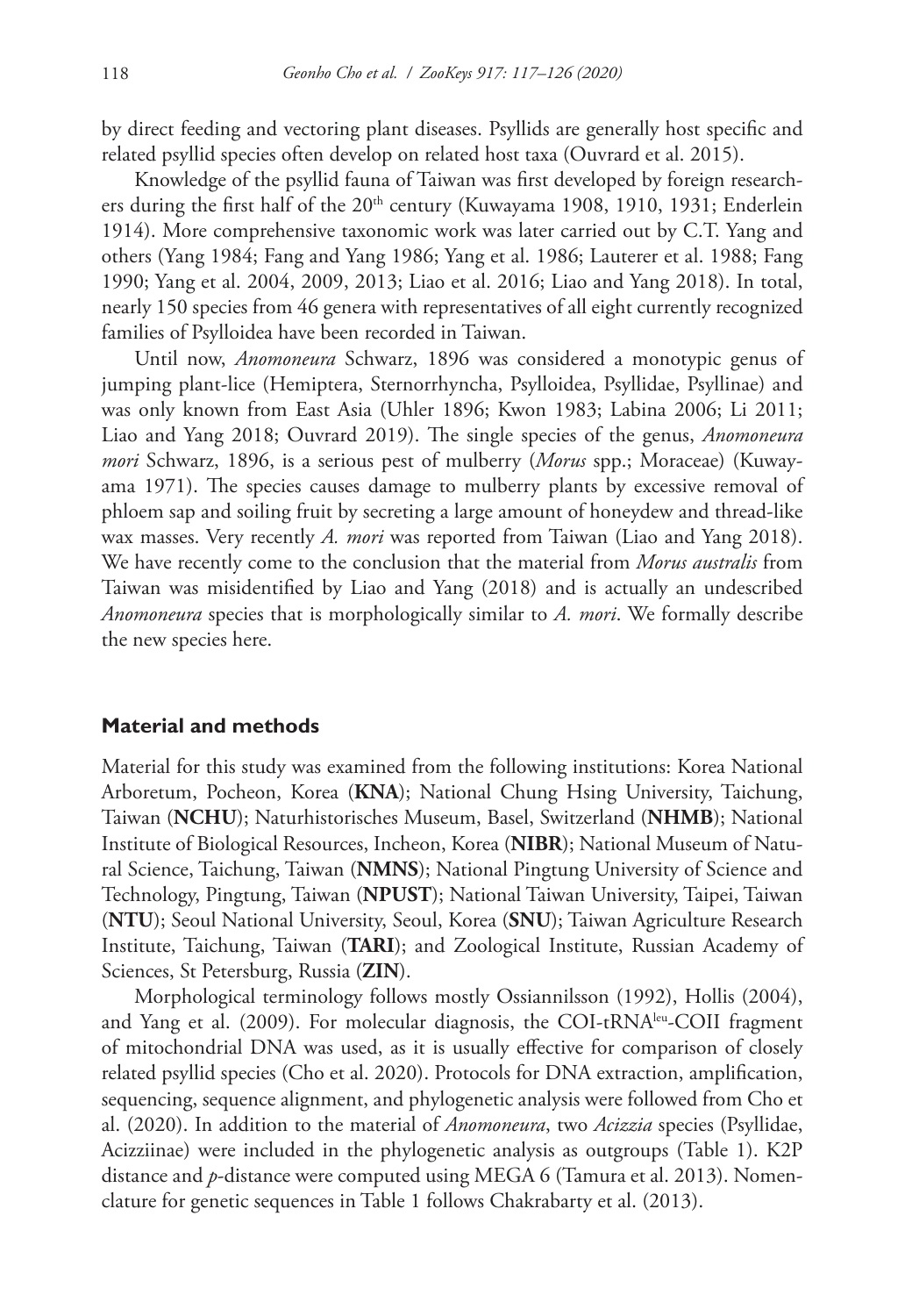by direct feeding and vectoring plant diseases. Psyllids are generally host specific and related psyllid species often develop on related host taxa (Ouvrard et al. 2015).

Knowledge of the psyllid fauna of Taiwan was first developed by foreign researchers during the first half of the 20th century (Kuwayama 1908, 1910, 1931; Enderlein 1914). More comprehensive taxonomic work was later carried out by C.T. Yang and others (Yang 1984; Fang and Yang 1986; Yang et al. 1986; Lauterer et al. 1988; Fang 1990; Yang et al. 2004, 2009, 2013; Liao et al. 2016; Liao and Yang 2018). In total, nearly 150 species from 46 genera with representatives of all eight currently recognized families of Psylloidea have been recorded in Taiwan.

Until now, *Anomoneura* Schwarz, 1896 was considered a monotypic genus of jumping plant-lice (Hemiptera, Sternorrhyncha, Psylloidea, Psyllidae, Psyllinae) and was only known from East Asia (Uhler 1896; Kwon 1983; Labina 2006; Li 2011; Liao and Yang 2018; Ouvrard 2019). The single species of the genus, *Anomoneura mori* Schwarz, 1896, is a serious pest of mulberry (*Morus* spp.; Moraceae) (Kuwayama 1971). The species causes damage to mulberry plants by excessive removal of phloem sap and soiling fruit by secreting a large amount of honeydew and thread-like wax masses. Very recently *A. mori* was reported from Taiwan (Liao and Yang 2018). We have recently come to the conclusion that the material from *Morus australis* from Taiwan was misidentified by Liao and Yang (2018) and is actually an undescribed *Anomoneura* species that is morphologically similar to *A. mori*. We formally describe the new species here.

## Material and methods

Material for this study was examined from the following institutions: Korea National Arboretum, Pocheon, Korea (**KNA**); National Chung Hsing University, Taichung, Taiwan (**NCHU**); Naturhistorisches Museum, Basel, Switzerland (**NHMB**); National Institute of Biological Resources, Incheon, Korea (**NIBR**); National Museum of Natural Science, Taichung, Taiwan (**NMNS**); National Pingtung University of Science and Technology, Pingtung, Taiwan (**NPUST**); National Taiwan University, Taipei, Taiwan (**NTU**); Seoul National University, Seoul, Korea (**SNU**); Taiwan Agriculture Research Institute, Taichung, Taiwan (**TARI**); and Zoological Institute, Russian Academy of Sciences, St Petersburg, Russia (**ZIN**).

Morphological terminology follows mostly Ossiannilsson (1992), Hollis (2004), and Yang et al. (2009). For molecular diagnosis, the COI-tRNA$^{leu}$-COII fragment of mitochondrial DNA was used, as it is usually effective for comparison of closely related psyllid species (Cho et al. 2020). Protocols for DNA extraction, amplification, sequencing, sequence alignment, and phylogenetic analysis were followed from Cho et al. (2020). In addition to the material of *Anomoneura*, two *Acizzia* species (Psyllidae, Acizziinae) were included in the phylogenetic analysis as outgroups (Table 1). K2P distance and *p*-distance were computed using MEGA 6 (Tamura et al. 2013). Nomenclature for genetic sequences in Table 1 follows Chakrabarty et al. (2013).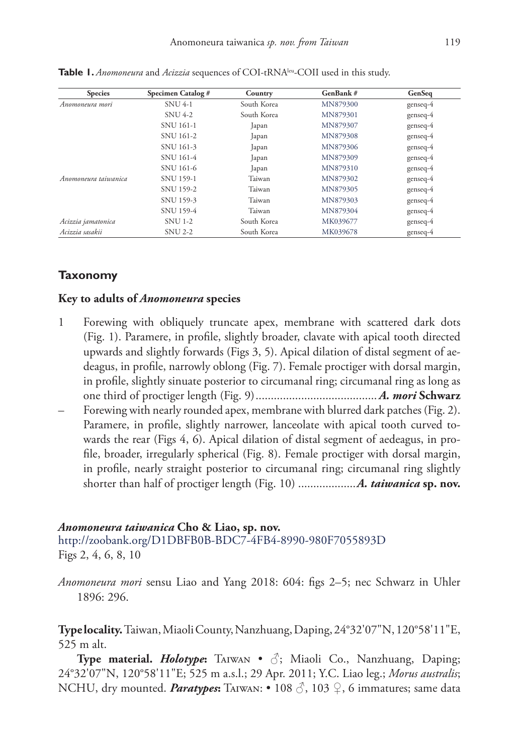**Table 1.** *Anomoneura* and *Acizzia* sequences of COI-tRNA[leu]-COII used in this study.

| Species | Specimen Catalog # | Country | GenBank # | GenSeq |
|---|---|---|---|---|
| *Anomoneura mori* | SNU 4-1 | South Korea | MN879300 | genseq-4 |
| | SNU 4-2 | South Korea | MN879301 | genseq-4 |
| | SNU 161-1 | Japan | MN879307 | genseq-4 |
| | SNU 161-2 | Japan | MN879308 | genseq-4 |
| | SNU 161-3 | Japan | MN879306 | genseq-4 |
| | SNU 161-4 | Japan | MN879309 | genseq-4 |
| | SNU 161-6 | Japan | MN879310 | genseq-4 |
| *Anomoneura taiwanica* | SNU 159-1 | Taiwan | MN879302 | genseq-4 |
| | SNU 159-2 | Taiwan | MN879305 | genseq-4 |
| | SNU 159-3 | Taiwan | MN879303 | genseq-4 |
| | SNU 159-4 | Taiwan | MN879304 | genseq-4 |
| *Acizzia jamatonica* | SNU 1-2 | South Korea | MK039677 | genseq-4 |
| *Acizzia sasakii* | SNU 2-2 | South Korea | MK039678 | genseq-4 |

## Taxonomy

### Key to adults of *Anomoneura* species

1 Forewing with obliquely truncate apex, membrane with scattered dark dots (Fig. 1). Paramere, in profile, slightly broader, clavate with apical tooth directed upwards and slightly forwards (Figs 3, 5). Apical dilation of distal segment of aedeagus, in profile, narrowly oblong (Fig. 7). Female proctiger with dorsal margin, in profile, slightly sinuate posterior to circumanal ring; circumanal ring as long as one third of proctiger length (Fig. 9)........................................ ***A. mori* Schwarz**

– Forewing with nearly rounded apex, membrane with blurred dark patches (Fig. 2). Paramere, in profile, slightly narrower, lanceolate with apical tooth curved towards the rear (Figs 4, 6). Apical dilation of distal segment of aedeagus, in profile, broader, irregularly spherical (Fig. 8). Female proctiger with dorsal margin, in profile, nearly straight posterior to circumanal ring; circumanal ring slightly shorter than half of proctiger length (Fig. 10) ..................***A. taiwanica* sp. nov.**

### *Anomoneura taiwanica* Cho & Liao, sp. nov.

http://zoobank.org/D1DBFB0B-BDC7-4FB4-8990-980F7055893D

Figs 2, 4, 6, 8, 10

*Anomoneura mori* sensu Liao and Yang 2018: 604: figs 2–5; nec Schwarz in Uhler 1896: 296.

**Type locality.** Taiwan, Miaoli County, Nanzhuang, Daping, 24°32'07"N, 120°58'11"E, 525 m alt.

**Type material.** ***Holotype*:** Taiwan • ♂; Miaoli Co., Nanzhuang, Daping; 24°32'07"N, 120°58'11"E; 525 m a.s.l.; 29 Apr. 2011; Y.C. Liao leg.; *Morus australis*; NCHU, dry mounted. ***Paratypes*:** Taiwan: • 108 ♂, 103 ♀, 6 immatures; same data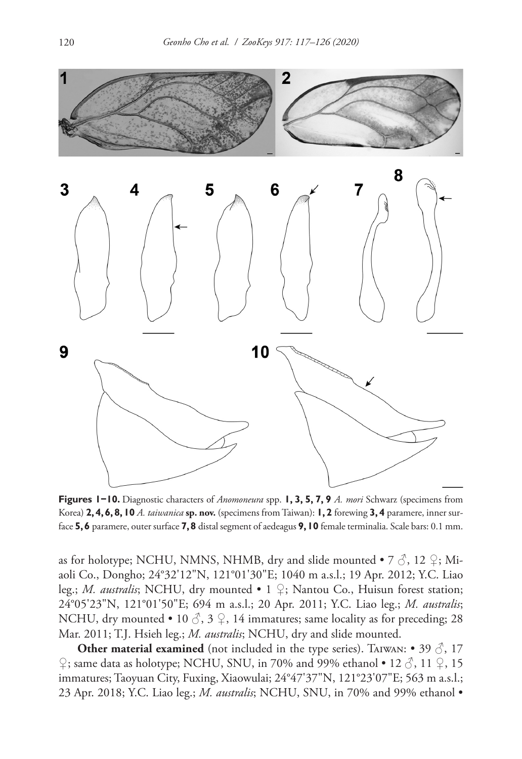**Figures 1–10.** Diagnostic characters of *Anomoneura* spp. **1, 3, 5, 7, 9** *A. mori* Schwarz (specimens from Korea) **2, 4, 6, 8, 10** *A. taiwanica* **sp. nov.** (specimens from Taiwan): **1, 2** forewing **3, 4** paramere, inner surface **5, 6** paramere, outer surface **7, 8** distal segment of aedeagus **9, 10** female terminalia. Scale bars: 0.1 mm.

as for holotype; NCHU, NMNS, NHMB, dry and slide mounted • 7 ♂, 12 ♀; Miaoli Co., Dongho; 24°32'12"N, 121°01'30"E; 1040 m a.s.l.; 19 Apr. 2012; Y.C. Liao leg.; *M. australis*; NCHU, dry mounted • 1 ♀; Nantou Co., Huisun forest station; 24°05'23"N, 121°01'50"E; 694 m a.s.l.; 20 Apr. 2011; Y.C. Liao leg.; *M. australis*; NCHU, dry mounted • 10 ♂, 3 ♀, 14 immatures; same locality as for preceding; 28 Mar. 2011; T.J. Hsieh leg.; *M. australis*; NCHU, dry and slide mounted.

**Other material examined** (not included in the type series). Taiwan: • 39 ♂, 17 ♀; same data as holotype; NCHU, SNU, in 70% and 99% ethanol • 12 ♂, 11 ♀, 15 immatures; Taoyuan City, Fuxing, Xiaowulai; 24°47'37"N, 121°23'07"E; 563 m a.s.l.; 23 Apr. 2018; Y.C. Liao leg.; *M. australis*; NCHU, SNU, in 70% and 99% ethanol •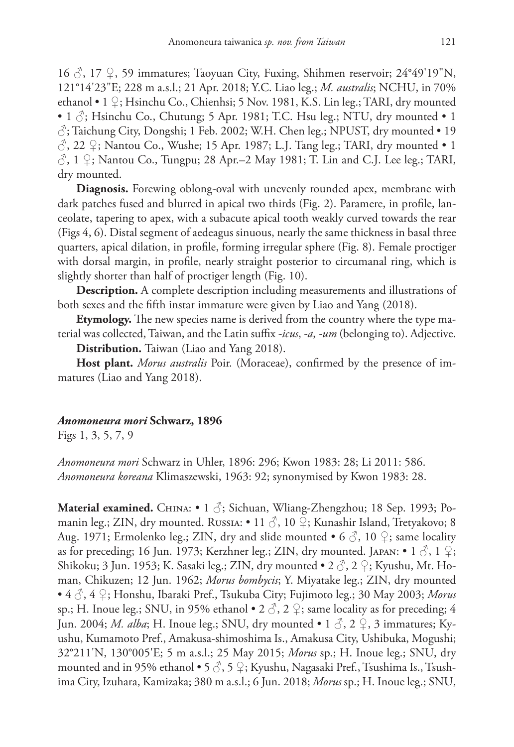16 ♂, 17 ♀, 59 immatures; Taoyuan City, Fuxing, Shihmen reservoir; 24°49'19"N, 121°14'23"E; 228 m a.s.l.; 21 Apr. 2018; Y.C. Liao leg.; *M. australis*; NCHU, in 70% ethanol • 1 ♀; Hsinchu Co., Chienhsi; 5 Nov. 1981, K.S. Lin leg.; TARI, dry mounted • 1 ♂; Hsinchu Co., Chutung; 5 Apr. 1981; T.C. Hsu leg.; NTU, dry mounted • 1 ♂; Taichung City, Dongshi; 1 Feb. 2002; W.H. Chen leg.; NPUST, dry mounted • 19 ♂, 22 ♀; Nantou Co., Wushe; 15 Apr. 1987; L.J. Tang leg.; TARI, dry mounted • 1 ♂, 1 ♀; Nantou Co., Tungpu; 28 Apr.–2 May 1981; T. Lin and C.J. Lee leg.; TARI, dry mounted.

**Diagnosis.** Forewing oblong-oval with unevenly rounded apex, membrane with dark patches fused and blurred in apical two thirds (Fig. 2). Paramere, in profile, lanceolate, tapering to apex, with a subacute apical tooth weakly curved towards the rear (Figs 4, 6). Distal segment of aedeagus sinuous, nearly the same thickness in basal three quarters, apical dilation, in profile, forming irregular sphere (Fig. 8). Female proctiger with dorsal margin, in profile, nearly straight posterior to circumanal ring, which is slightly shorter than half of proctiger length (Fig. 10).

**Description.** A complete description including measurements and illustrations of both sexes and the fifth instar immature were given by Liao and Yang (2018).

**Etymology.** The new species name is derived from the country where the type material was collected, Taiwan, and the Latin suffix *-icus*, *-a*, *-um* (belonging to). Adjective.

**Distribution.** Taiwan (Liao and Yang 2018).

**Host plant.** *Morus australis* Poir. (Moraceae), confirmed by the presence of immatures (Liao and Yang 2018).

### *Anomoneura mori* Schwarz, 1896

Figs 1, 3, 5, 7, 9

*Anomoneura mori* Schwarz in Uhler, 1896: 296; Kwon 1983: 28; Li 2011: 586.
*Anomoneura koreana* Klimaszewski, 1963: 92; synonymised by Kwon 1983: 28.

**Material examined.** China: • 1 ♂; Sichuan, Wliang-Zhengzhou; 18 Sep. 1993; Pomanin leg.; ZIN, dry mounted. Russia: • 11 ♂, 10 ♀; Kunashir Island, Tretyakovo; 8 Aug. 1971; Ermolenko leg.; ZIN, dry and slide mounted • 6 ♂, 10 ♀; same locality as for preceding; 16 Jun. 1973; Kerzhner leg.; ZIN, dry mounted. Japan: • 1 ♂, 1 ♀; Shikoku; 3 Jun. 1953; K. Sasaki leg.; ZIN, dry mounted • 2 ♂, 2 ♀; Kyushu, Mt. Homan, Chikuzen; 12 Jun. 1962; *Morus bombycis*; Y. Miyatake leg.; ZIN, dry mounted • 4 ♂, 4 ♀; Honshu, Ibaraki Pref., Tsukuba City; Fujimoto leg.; 30 May 2003; *Morus* sp.; H. Inoue leg.; SNU, in 95% ethanol • 2 ♂, 2 ♀; same locality as for preceding; 4 Jun. 2004; *M. alba*; H. Inoue leg.; SNU, dry mounted • 1 ♂, 2 ♀, 3 immatures; Kyushu, Kumamoto Pref., Amakusa-shimoshima Is., Amakusa City, Ushibuka, Mogushi; 32°211'N, 130°005'E; 5 m a.s.l.; 25 May 2015; *Morus* sp.; H. Inoue leg.; SNU, dry mounted and in 95% ethanol • 5 ♂, 5 ♀; Kyushu, Nagasaki Pref., Tsushima Is., Tsushima City, Izuhara, Kamizaka; 380 m a.s.l.; 6 Jun. 2018; *Morus* sp.; H. Inoue leg.; SNU,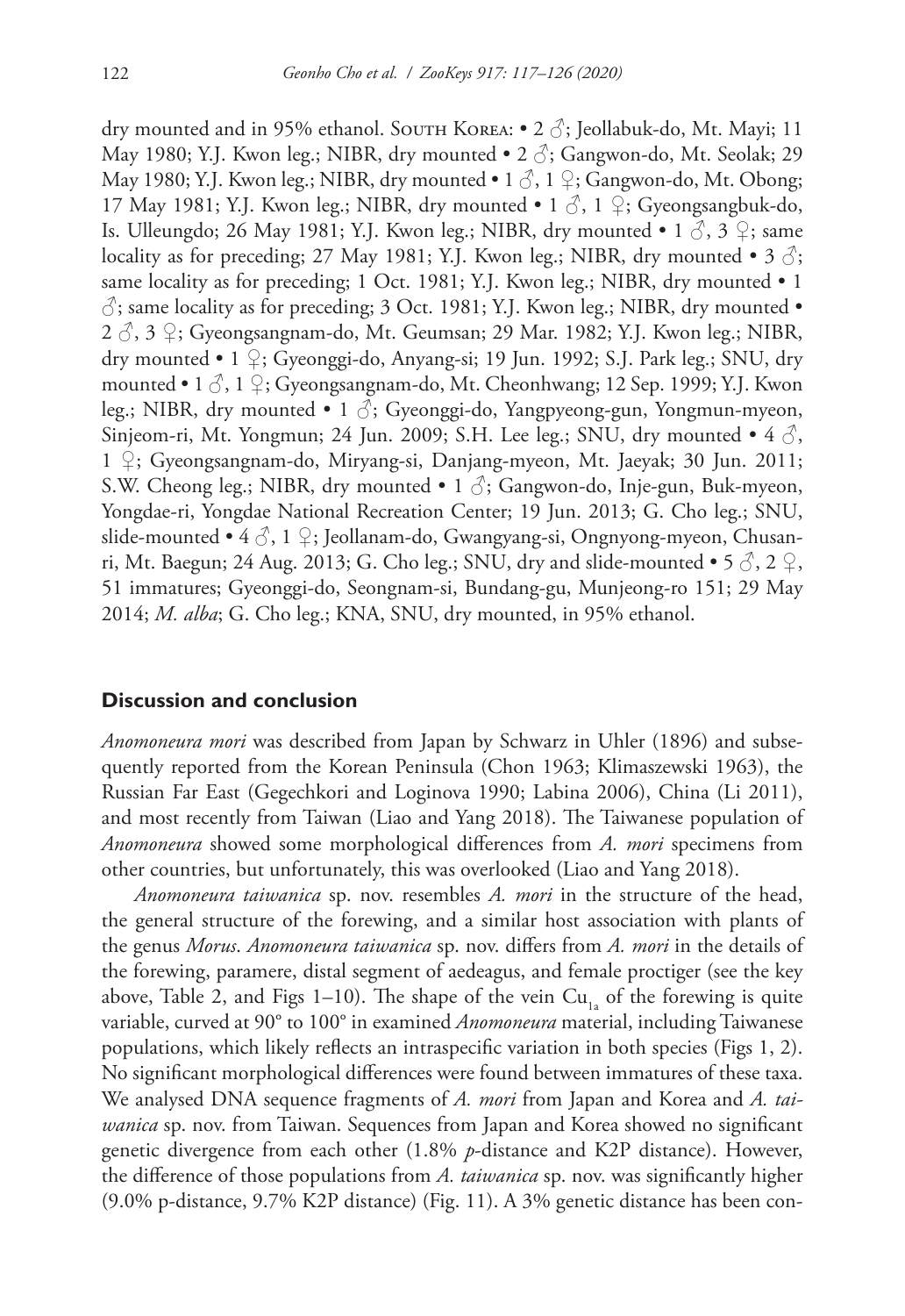dry mounted and in 95% ethanol. South Korea: • 2 ♂; Jeollabuk-do, Mt. Mayi; 11 May 1980; Y.J. Kwon leg.; NIBR, dry mounted • 2 ♂; Gangwon-do, Mt. Seolak; 29 May 1980; Y.J. Kwon leg.; NIBR, dry mounted • 1 ♂, 1 ♀; Gangwon-do, Mt. Obong; 17 May 1981; Y.J. Kwon leg.; NIBR, dry mounted • 1 ♂, 1 ♀; Gyeongsangbuk-do, Is. Ulleungdo; 26 May 1981; Y.J. Kwon leg.; NIBR, dry mounted • 1 ♂, 3 ♀; same locality as for preceding; 27 May 1981; Y.J. Kwon leg.; NIBR, dry mounted • 3 ♂; same locality as for preceding; 1 Oct. 1981; Y.J. Kwon leg.; NIBR, dry mounted • 1 ♂; same locality as for preceding; 3 Oct. 1981; Y.J. Kwon leg.; NIBR, dry mounted • 2 ♂, 3 ♀; Gyeongsangnam-do, Mt. Geumsan; 29 Mar. 1982; Y.J. Kwon leg.; NIBR, dry mounted • 1 ♀; Gyeonggi-do, Anyang-si; 19 Jun. 1992; S.J. Park leg.; SNU, dry mounted • 1 ♂, 1 ♀; Gyeongsangnam-do, Mt. Cheonhwang; 12 Sep. 1999; Y.J. Kwon leg.; NIBR, dry mounted • 1 ♂; Gyeonggi-do, Yangpyeong-gun, Yongmun-myeon, Sinjeom-ri, Mt. Yongmun; 24 Jun. 2009; S.H. Lee leg.; SNU, dry mounted • 4 ♂, 1 ♀; Gyeongsangnam-do, Miryang-si, Danjang-myeon, Mt. Jaeyak; 30 Jun. 2011; S.W. Cheong leg.; NIBR, dry mounted • 1 ♂; Gangwon-do, Inje-gun, Buk-myeon, Yongdae-ri, Yongdae National Recreation Center; 19 Jun. 2013; G. Cho leg.; SNU, slide-mounted • 4 ♂, 1 ♀; Jeollanam-do, Gwangyang-si, Ongnyong-myeon, Chusan-ri, Mt. Baegun; 24 Aug. 2013; G. Cho leg.; SNU, dry and slide-mounted • 5 ♂, 2 ♀, 51 immatures; Gyeonggi-do, Seongnam-si, Bundang-gu, Munjeong-ro 151; 29 May 2014; *M. alba*; G. Cho leg.; KNA, SNU, dry mounted, in 95% ethanol.

## Discussion and conclusion

*Anomoneura mori* was described from Japan by Schwarz in Uhler (1896) and subsequently reported from the Korean Peninsula (Chon 1963; Klimaszewski 1963), the Russian Far East (Gegechkori and Loginova 1990; Labina 2006), China (Li 2011), and most recently from Taiwan (Liao and Yang 2018). The Taiwanese population of *Anomoneura* showed some morphological differences from *A. mori* specimens from other countries, but unfortunately, this was overlooked (Liao and Yang 2018).

*Anomoneura taiwanica* sp. nov. resembles *A. mori* in the structure of the head, the general structure of the forewing, and a similar host association with plants of the genus *Morus*. *Anomoneura taiwanica* sp. nov. differs from *A. mori* in the details of the forewing, paramere, distal segment of aedeagus, and female proctiger (see the key above, Table 2, and Figs 1–10). The shape of the vein $Cu_{1a}$ of the forewing is quite variable, curved at 90° to 100° in examined *Anomoneura* material, including Taiwanese populations, which likely reflects an intraspecific variation in both species (Figs 1, 2). No significant morphological differences were found between immatures of these taxa. We analysed DNA sequence fragments of *A. mori* from Japan and Korea and *A. taiwanica* sp. nov. from Taiwan. Sequences from Japan and Korea showed no significant genetic divergence from each other (1.8% *p*-distance and K2P distance). However, the difference of those populations from *A. taiwanica* sp. nov. was significantly higher (9.0% p-distance, 9.7% K2P distance) (Fig. 11). A 3% genetic distance has been con-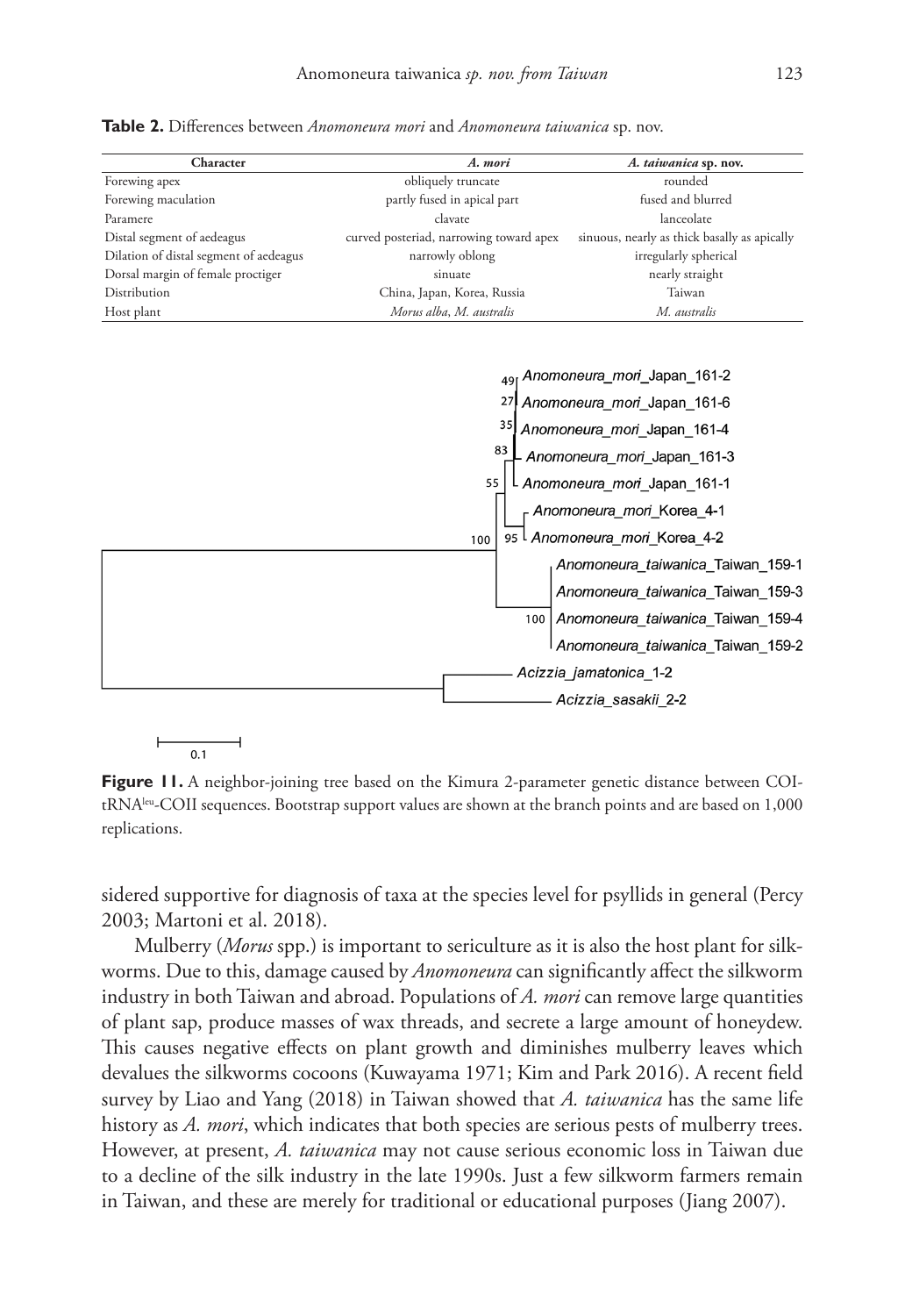**Table 2.** Differences between *Anomoneura mori* and *Anomoneura taiwanica* sp. nov.

| Character | *A. mori* | *A. taiwanica* sp. nov. |
|---|---|---|
| Forewing apex | obliquely truncate | rounded |
| Forewing maculation | partly fused in apical part | fused and blurred |
| Paramere | clavate | lanceolate |
| Distal segment of aedeagus | curved posteriad, narrowing toward apex | sinuous, nearly as thick basally as apically |
| Dilation of distal segment of aedeagus | narrowly oblong | irregularly spherical |
| Dorsal margin of female proctiger | sinuate | nearly straight |
| Distribution | China, Japan, Korea, Russia | Taiwan |
| Host plant | *Morus alba*, *M. australis* | *M. australis* |

**Figure 11.** A neighbor-joining tree based on the Kimura 2-parameter genetic distance between COI-tRNA[leu]-COII sequences. Bootstrap support values are shown at the branch points and are based on 1,000 replications.

sidered supportive for diagnosis of taxa at the species level for psyllids in general (Percy 2003; Martoni et al. 2018).

Mulberry (*Morus* spp.) is important to sericulture as it is also the host plant for silkworms. Due to this, damage caused by *Anomoneura* can significantly affect the silkworm industry in both Taiwan and abroad. Populations of *A. mori* can remove large quantities of plant sap, produce masses of wax threads, and secrete a large amount of honeydew. This causes negative effects on plant growth and diminishes mulberry leaves which devalues the silkworms cocoons (Kuwayama 1971; Kim and Park 2016). A recent field survey by Liao and Yang (2018) in Taiwan showed that *A. taiwanica* has the same life history as *A. mori*, which indicates that both species are serious pests of mulberry trees. However, at present, *A. taiwanica* may not cause serious economic loss in Taiwan due to a decline of the silk industry in the late 1990s. Just a few silkworm farmers remain in Taiwan, and these are merely for traditional or educational purposes (Jiang 2007).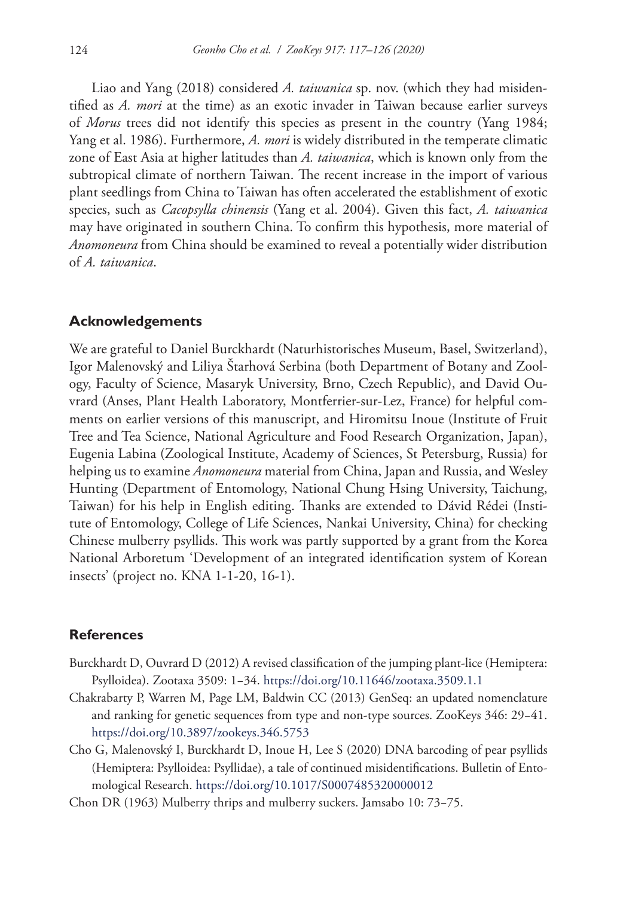Liao and Yang (2018) considered *A. taiwanica* sp. nov. (which they had misidentified as *A. mori* at the time) as an exotic invader in Taiwan because earlier surveys of *Morus* trees did not identify this species as present in the country (Yang 1984; Yang et al. 1986). Furthermore, *A. mori* is widely distributed in the temperate climatic zone of East Asia at higher latitudes than *A. taiwanica*, which is known only from the subtropical climate of northern Taiwan. The recent increase in the import of various plant seedlings from China to Taiwan has often accelerated the establishment of exotic species, such as *Cacopsylla chinensis* (Yang et al. 2004). Given this fact, *A. taiwanica* may have originated in southern China. To confirm this hypothesis, more material of *Anomoneura* from China should be examined to reveal a potentially wider distribution of *A. taiwanica*.

## Acknowledgements

We are grateful to Daniel Burckhardt (Naturhistorisches Museum, Basel, Switzerland), Igor Malenovský and Liliya Štarhová Serbina (both Department of Botany and Zoology, Faculty of Science, Masaryk University, Brno, Czech Republic), and David Ouvrard (Anses, Plant Health Laboratory, Montferrier-sur-Lez, France) for helpful comments on earlier versions of this manuscript, and Hiromitsu Inoue (Institute of Fruit Tree and Tea Science, National Agriculture and Food Research Organization, Japan), Eugenia Labina (Zoological Institute, Academy of Sciences, St Petersburg, Russia) for helping us to examine *Anomoneura* material from China, Japan and Russia, and Wesley Hunting (Department of Entomology, National Chung Hsing University, Taichung, Taiwan) for his help in English editing. Thanks are extended to Dávid Rédei (Institute of Entomology, College of Life Sciences, Nankai University, China) for checking Chinese mulberry psyllids. This work was partly supported by a grant from the Korea National Arboretum 'Development of an integrated identification system of Korean insects' (project no. KNA 1-1-20, 16-1).

## References

Burckhardt D, Ouvrard D (2012) A revised classification of the jumping plant-lice (Hemiptera: Psylloidea). Zootaxa 3509: 1–34. https://doi.org/10.11646/zootaxa.3509.1.1

Chakrabarty P, Warren M, Page LM, Baldwin CC (2013) GenSeq: an updated nomenclature and ranking for genetic sequences from type and non-type sources. ZooKeys 346: 29–41. https://doi.org/10.3897/zookeys.346.5753

Cho G, Malenovský I, Burckhardt D, Inoue H, Lee S (2020) DNA barcoding of pear psyllids (Hemiptera: Psylloidea: Psyllidae), a tale of continued misidentifications. Bulletin of Entomological Research. https://doi.org/10.1017/S0007485320000012

Chon DR (1963) Mulberry thrips and mulberry suckers. Jamsabo 10: 73–75.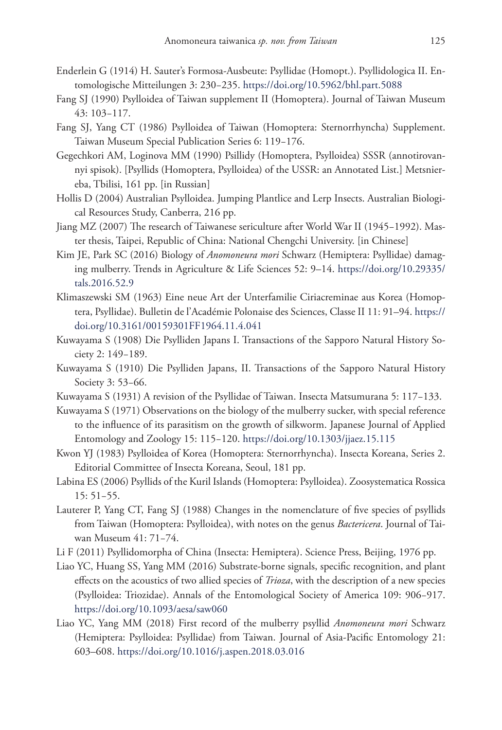Enderlein G (1914) H. Sauter's Formosa-Ausbeute: Psyllidae (Homopt.). Psyllidologica II. Entomologische Mitteilungen 3: 230–235. https://doi.org/10.5962/bhl.part.5088

Fang SJ (1990) Psylloidea of Taiwan supplement II (Homoptera). Journal of Taiwan Museum 43: 103–117.

Fang SJ, Yang CT (1986) Psylloidea of Taiwan (Homoptera: Sternorrhyncha) Supplement. Taiwan Museum Special Publication Series 6: 119–176.

Gegechkori AM, Loginova MM (1990) Psillidy (Homoptera, Psylloidea) SSSR (annotirovannyi spisok). [Psyllids (Homoptera, Psylloidea) of the USSR: an Annotated List.] Metsniereba, Tbilisi, 161 pp. [in Russian]

Hollis D (2004) Australian Psylloidea. Jumping Plantlice and Lerp Insects. Australian Biological Resources Study, Canberra, 216 pp.

Jiang MZ (2007) The research of Taiwanese sericulture after World War II (1945–1992). Master thesis, Taipei, Republic of China: National Chengchi University. [in Chinese]

Kim JE, Park SC (2016) Biology of *Anomoneura mori* Schwarz (Hemiptera: Psyllidae) damaging mulberry. Trends in Agriculture & Life Sciences 52: 9–14. https://doi.org/10.29335/tals.2016.52.9

Klimaszewski SM (1963) Eine neue Art der Unterfamilie Ciriacreminae aus Korea (Homoptera, Psyllidae). Bulletin de l'Académie Polonaise des Sciences, Classe II 11: 91–94. https://doi.org/10.3161/00159301FF1964.11.4.041

Kuwayama S (1908) Die Psylliden Japans I. Transactions of the Sapporo Natural History Society 2: 149–189.

Kuwayama S (1910) Die Psylliden Japans, II. Transactions of the Sapporo Natural History Society 3: 53–66.

Kuwayama S (1931) A revision of the Psyllidae of Taiwan. Insecta Matsumurana 5: 117–133.

Kuwayama S (1971) Observations on the biology of the mulberry sucker, with special reference to the influence of its parasitism on the growth of silkworm. Japanese Journal of Applied Entomology and Zoology 15: 115–120. https://doi.org/10.1303/jjaez.15.115

Kwon YJ (1983) Psylloidea of Korea (Homoptera: Sternorrhyncha). Insecta Koreana, Series 2. Editorial Committee of Insecta Koreana, Seoul, 181 pp.

Labina ES (2006) Psyllids of the Kuril Islands (Homoptera: Psylloidea). Zoosystematica Rossica 15: 51–55.

Lauterer P, Yang CT, Fang SJ (1988) Changes in the nomenclature of five species of psyllids from Taiwan (Homoptera: Psylloidea), with notes on the genus *Bactericera*. Journal of Taiwan Museum 41: 71–74.

Li F (2011) Psyllidomorpha of China (Insecta: Hemiptera). Science Press, Beijing, 1976 pp.

Liao YC, Huang SS, Yang MM (2016) Substrate-borne signals, specific recognition, and plant effects on the acoustics of two allied species of *Trioza*, with the description of a new species (Psylloidea: Triozidae). Annals of the Entomological Society of America 109: 906–917. https://doi.org/10.1093/aesa/saw060

Liao YC, Yang MM (2018) First record of the mulberry psyllid *Anomoneura mori* Schwarz (Hemiptera: Psylloidea: Psyllidae) from Taiwan. Journal of Asia-Pacific Entomology 21: 603–608. https://doi.org/10.1016/j.aspen.2018.03.016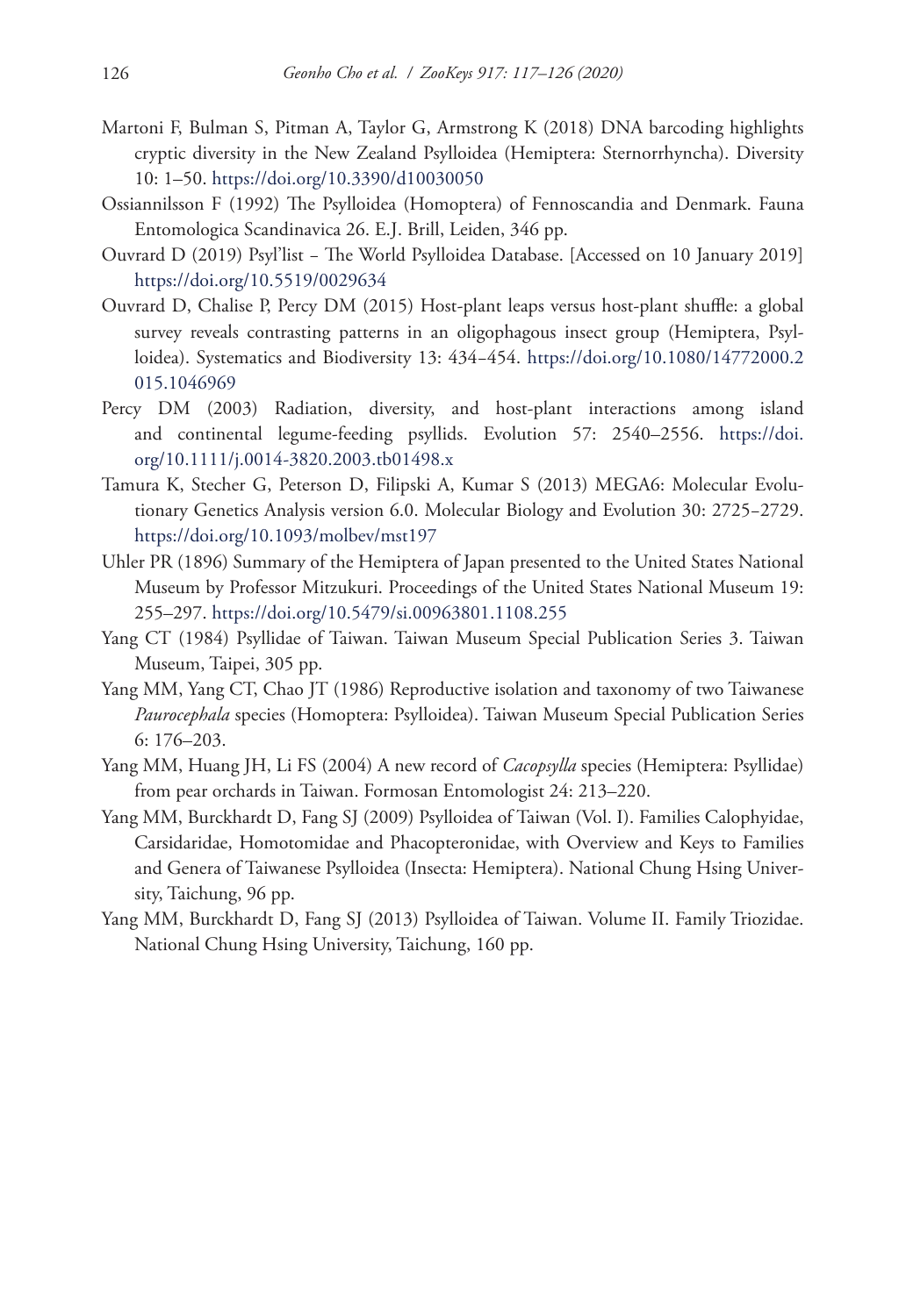Martoni F, Bulman S, Pitman A, Taylor G, Armstrong K (2018) DNA barcoding highlights cryptic diversity in the New Zealand Psylloidea (Hemiptera: Sternorrhyncha). Diversity 10: 1–50. https://doi.org/10.3390/d10030050

Ossiannilsson F (1992) The Psylloidea (Homoptera) of Fennoscandia and Denmark. Fauna Entomologica Scandinavica 26. E.J. Brill, Leiden, 346 pp.

Ouvrard D (2019) Psyl'list – The World Psylloidea Database. [Accessed on 10 January 2019] https://doi.org/10.5519/0029634

Ouvrard D, Chalise P, Percy DM (2015) Host-plant leaps versus host-plant shuffle: a global survey reveals contrasting patterns in an oligophagous insect group (Hemiptera, Psylloidea). Systematics and Biodiversity 13: 434–454. https://doi.org/10.1080/14772000.2015.1046969

Percy DM (2003) Radiation, diversity, and host-plant interactions among island and continental legume-feeding psyllids. Evolution 57: 2540–2556. https://doi.org/10.1111/j.0014-3820.2003.tb01498.x

Tamura K, Stecher G, Peterson D, Filipski A, Kumar S (2013) MEGA6: Molecular Evolutionary Genetics Analysis version 6.0. Molecular Biology and Evolution 30: 2725–2729. https://doi.org/10.1093/molbev/mst197

Uhler PR (1896) Summary of the Hemiptera of Japan presented to the United States National Museum by Professor Mitzukuri. Proceedings of the United States National Museum 19: 255–297. https://doi.org/10.5479/si.00963801.1108.255

Yang CT (1984) Psyllidae of Taiwan. Taiwan Museum Special Publication Series 3. Taiwan Museum, Taipei, 305 pp.

Yang MM, Yang CT, Chao JT (1986) Reproductive isolation and taxonomy of two Taiwanese *Paurocephala* species (Homoptera: Psylloidea). Taiwan Museum Special Publication Series 6: 176–203.

Yang MM, Huang JH, Li FS (2004) A new record of *Cacopsylla* species (Hemiptera: Psyllidae) from pear orchards in Taiwan. Formosan Entomologist 24: 213–220.

Yang MM, Burckhardt D, Fang SJ (2009) Psylloidea of Taiwan (Vol. I). Families Calophyidae, Carsidaridae, Homotomidae and Phacopteronidae, with Overview and Keys to Families and Genera of Taiwanese Psylloidea (Insecta: Hemiptera). National Chung Hsing University, Taichung, 96 pp.

Yang MM, Burckhardt D, Fang SJ (2013) Psylloidea of Taiwan. Volume II. Family Triozidae. National Chung Hsing University, Taichung, 160 pp.